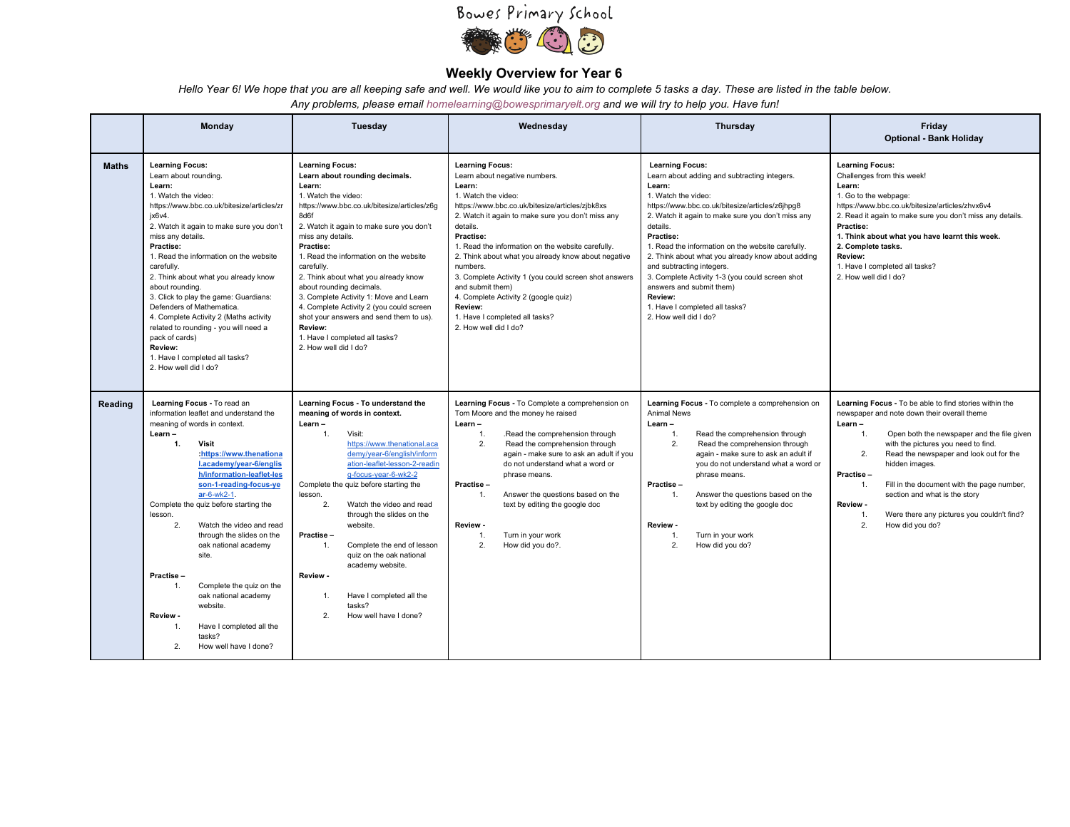Bowes Primary School

# Weekly Overview for Year 6

*Hello Year 6! We hope that you are all keeping safe and well. We would like you to aim to complete 5 tasks a day. These are listed in the table below.*
*Any problems, please email homelearning@bowesprimaryelt.org and we will try to help you. Have fun!*

| | Monday | Tuesday | Wednesday | Thursday | Friday<br>Optional - Bank Holiday |
|---|---|---|---|---|---|
| **Maths** | **Learning Focus:**<br>Learn about rounding.<br>**Learn:**<br>1. Watch the video: https://www.bbc.co.uk/bitesize/articles/zrjx6v4.<br>2. Watch it again to make sure you don't miss any details.<br>**Practise:**<br>1. Read the information on the website carefully.<br>2. Think about what you already know about rounding.<br>3. Click to play the game: Guardians: Defenders of Mathematica.<br>4. Complete Activity 2 (Maths activity related to rounding - you will need a pack of cards)<br>**Review:**<br>1. Have I completed all tasks?<br>2. How well did I do? | **Learning Focus:**<br>**Learn about rounding decimals.**<br>**Learn:**<br>1. Watch the video: https://www.bbc.co.uk/bitesize/articles/z6g8d6f<br>2. Watch it again to make sure you don't miss any details.<br>**Practise:**<br>1. Read the information on the website carefully.<br>2. Think about what you already know about rounding decimals.<br>3. Complete Activity 1: Move and Learn<br>4. Complete Activity 2 (you could screen shot your answers and send them to us).<br>**Review:**<br>1. Have I completed all tasks?<br>2. How well did I do? | **Learning Focus:**<br>Learn about negative numbers.<br>**Learn:**<br>1. Watch the video: https://www.bbc.co.uk/bitesize/articles/zjbk8xs<br>2. Watch it again to make sure you don't miss any details.<br>**Practise:**<br>1. Read the information on the website carefully.<br>2. Think about what you already know about negative numbers.<br>3. Complete Activity 1 (you could screen shot answers and submit them)<br>4. Complete Activity 2 (google quiz)<br>**Review:**<br>1. Have I completed all tasks?<br>2. How well did I do? | **Learning Focus:**<br>Learn about adding and subtracting integers.<br>**Learn:**<br>1. Watch the video: https://www.bbc.co.uk/bitesize/articles/z6jhpg8<br>2. Watch it again to make sure you don't miss any details.<br>**Practise:**<br>1. Read the information on the website carefully.<br>2. Think about what you already know about adding and subtracting integers.<br>3. Complete Activity 1-3 (you could screen shot answers and submit them)<br>**Review:**<br>1. Have I completed all tasks?<br>2. How well did I do? | **Learning Focus:**<br>Challenges from this week!<br>**Learn:**<br>1. Go to the webpage: https://www.bbc.co.uk/bitesize/articles/zhvx6v4<br>2. Read it again to make sure you don't miss any details.<br>**Practise:**<br>**1. Think about what you have learnt this week.**<br>**2. Complete tasks.**<br>**Review:**<br>1. Have I completed all tasks?<br>2. How well did I do? |
| **Reading** | **Learning Focus** - To read an information leaflet and understand the meaning of words in context.<br>**Learn –**<br>**1. Visit :https://www.thenational.academy/year-6/english/information-leaflet-lesson-1-reading-focus-year-6-wk2-1.**<br>Complete the quiz before starting the lesson.<br>2. Watch the video and read through the slides on the oak national academy site.<br>**Practise –**<br>1. Complete the quiz on the oak national academy website.<br>**Review -**<br>1. Have I completed all the tasks?<br>2. How well have I done? | **Learning Focus - To understand the meaning of words in context.**<br>**Learn –**<br>1. Visit: https://www.thenational.academy/year-6/english/information-leaflet-lesson-2-reading-focus-year-6-wk2-2<br>Complete the quiz before starting the lesson.<br>2. Watch the video and read through the slides on the website.<br>**Practise –**<br>1. Complete the end of lesson quiz on the oak national academy website.<br>**Review -**<br>1. Have I completed all the tasks?<br>2. How well have I done? | **Learning Focus -** To Complete a comprehension on Tom Moore and the money he raised<br>**Learn –**<br>1. .Read the comprehension through<br>2. Read the comprehension through again - make sure to ask an adult if you do not understand what a word or phrase means.<br>**Practise –**<br>1. Answer the questions based on the text by editing the google doc<br>**Review -**<br>1. Turn in your work<br>2. How did you do?. | **Learning Focus -** To complete a comprehension on Animal News<br>**Learn –**<br>1. Read the comprehension through<br>2. Read the comprehension through again - make sure to ask an adult if you do not understand what a word or phrase means.<br>**Practise –**<br>1. Answer the questions based on the text by editing the google doc<br>**Review -**<br>1. Turn in your work<br>2. How did you do? | **Learning Focus -** To be able to find stories within the newspaper and note down their overall theme<br>**Learn –**<br>1. Open both the newspaper and the file given with the pictures you need to find.<br>2. Read the newspaper and look out for the hidden images.<br>**Practise –**<br>1. Fill in the document with the page number, section and what is the story<br>**Review -**<br>1. Were there any pictures you couldn't find?<br>2. How did you do? |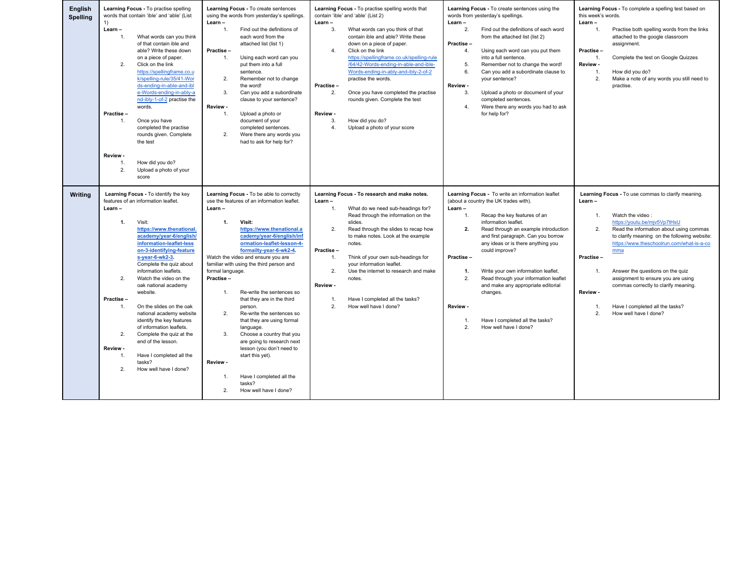| | | | | | |
|---|---|---|---|---|---|
| **English Spelling** | **Learning Focus -** To practise spelling words that contain 'ible' and 'able' (List 1)<br>**Learn –**<br>1. What words can you think of that contain ible and able? Write these down on a piece of paper.<br>2. Click on the link https://spellingframe.co.uk/spelling-rule/35/41-Words-ending-in-able-and-ible-Words-ending-in-ably-and-ibly-1-of-2 practise the words.<br>**Practise –**<br>1. Once you have completed the practise rounds given. Complete the test<br>**Review -**<br>1. How did you do?<br>2. Upload a photo of your score | **Learning Focus -** To create sentences using the words from yesterday's spellings.<br>**Learn –**<br>1. Find out the definitions of each word from the attached list (list 1)<br>**Practise –**<br>1. Using each word can you put them into a full sentence.<br>2. Remember not to change the word!<br>3. Can you add a subordinate clause to your sentence?<br>**Review -**<br>1. Upload a photo or document of your completed sentences.<br>2. Were there any words you had to ask for help for? | **Learning Focus -** To practise spelling words that contain 'ible' and 'able' (List 2)<br>**Learn –**<br>3. What words can you think of that contain ible and able? Write these down on a piece of paper.<br>4. Click on the link https://spellingframe.co.uk/spelling-rule/64/42-Words-ending-in-able-and-ible-Words-ending-in-ably-and-ibly-2-of-2 practise the words.<br>**Practise –**<br>2. Once you have completed the practise rounds given. Complete the test<br>**Review -**<br>3. How did you do?<br>4. Upload a photo of your score | **Learning Focus -** To create sentences using the words from yesterday's spellings.<br>**Learn –**<br>2. Find out the definitions of each word from the attached list (list 2)<br>**Practise –**<br>4. Using each word can you put them into a full sentence.<br>5. Remember not to change the word!<br>6. Can you add a subordinate clause to your sentence?<br>**Review -**<br>3. Upload a photo or document of your completed sentences.<br>4. Were there any words you had to ask for help for? | **Learning Focus -** To complete a spelling test based on this week's words.<br>**Learn –**<br>1. Practise both spelling words from the links attached to the google classroom assignment.<br>**Practise –**<br>1. Complete the test on Google Quizzes<br>**Review -**<br>1. How did you do?<br>2. Make a note of any words you still need to practise. |
| **Writing** | **Learning Focus -** To identify the key features of an information leaflet.<br>**Learn –**<br>**1.** Visit: **https://www.thenational.academy/year-6/english/information-leaflet-lesson-3-identifying-features-year-6-wk2-3.** Complete the quiz about information leaflets.<br>2. Watch the video on the oak national academy website.<br>**Practise –**<br>1. On the slides on the oak national academy website identify the key features of information leaflets.<br>2. Complete the quiz at the end of the lesson.<br>**Review -**<br>1. Have I completed all the tasks?<br>2. How well have I done? | **Learning Focus -** To be able to correctly use the features of an information leaflet.<br>**Learn –**<br>**1. Visit: https://www.thenational.academy/year-6/english/information-leaflet-lesson-4-formailty-year-6-wk2-4.**<br>Watch the video and ensure you are familiar with using the third person and formal language.<br>**Practise –**<br>1. Re-write the sentences so that they are in the third person.<br>2. Re-write the sentences so that they are using formal language.<br>3. Choose a country that you are going to research next lesson (you don't need to start this yet).<br>**Review -**<br>1. Have I completed all the tasks?<br>2. How well have I done? | **Learning Focus - To research and make notes.**<br>**Learn –**<br>1. What do we need sub-headings for? Read through the information on the slides.<br>2. Read through the slides to recap how to make notes. Look at the example notes.<br>**Practise –**<br>1. Think of your own sub-headings for your information leaflet.<br>2. Use the internet to research and make notes.<br>**Review -**<br>1. Have I completed all the tasks?<br>2. How well have I done? | **Learning Focus -** To write an information leaflet (about a country the UK trades with).<br>**Learn –**<br>1. Recap the key features of an information leaflet.<br>**2.** Read through an example introduction and first paragraph. Can you borrow any ideas or is there anything you could improve?<br>**Practise –**<br>**1.** Write your own information leaflet.<br>2. Read through your information leaflet and make any appropriate editorial changes.<br>**Review -**<br>1. Have I completed all the tasks?<br>2. How well have I done? | **Learning Focus -** To use commas to clarify meaning.<br>**Learn –**<br>1. Watch the video : https://youtu.be/mjv5Vp7tHsU<br>2. Read the information about using commas to clarify meaning on the following website: https://www.theschoolrun.com/what-is-a-comma<br>**Practise –**<br>1. Answer the questions on the quiz assignment to ensure you are using commas correctly to clarify meaning.<br>**Review -**<br>1. Have I completed all the tasks?<br>2. How well have I done? |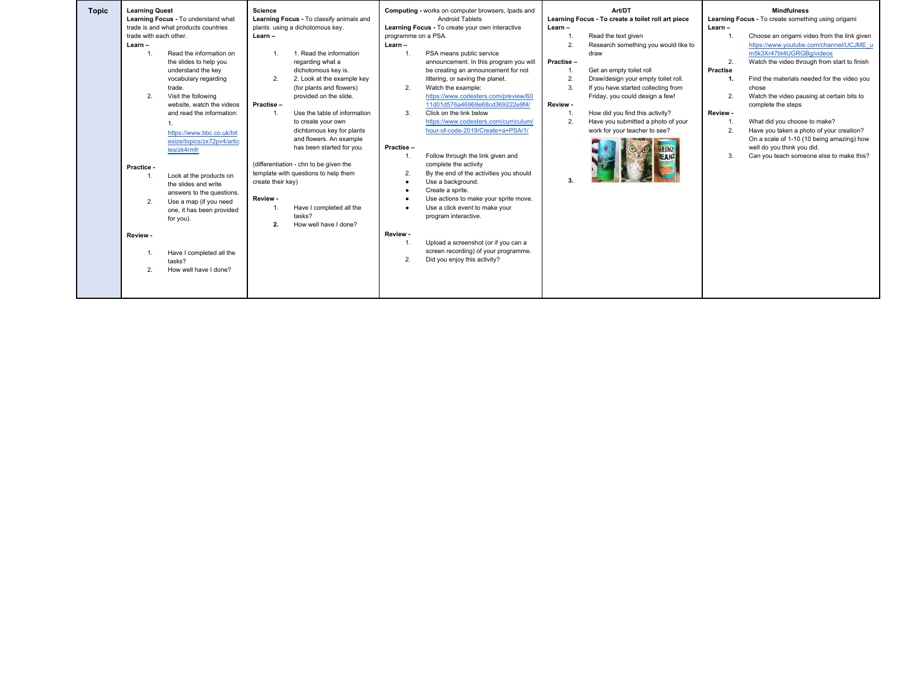| Topic | **Learning Quest**<br>**Learning Focus -** To understand what trade is and what products countries trade with each other.<br>**Learn –**<br>1. Read the information on the slides to help you understand the key vocabulary regarding trade.<br>2. Visit the following website, watch the videos and read the information:<br>1. https://www.bbc.co.uk/bitesize/topics/zx72pv4/articles/zk4rmfr<br><br>**Practice -**<br>1. Look at the products on the slides and write answers to the questions.<br>2. Use a map (if you need one, it has been provided for you).<br><br>**Review -**<br>1. Have I completed all the tasks?<br>2. How well have I done? | **Science**<br>**Learning Focus -** To classify animals and plants using a dichotomous key.<br>**Learn –**<br>1. 1. Read the information regarding what a dichotomous key is.<br>2. 2. Look at the example key (for plants and flowers) provided on the slide.<br>**Practise –**<br>1. Use the table of information to create your own dichtomous key for plants and flowers. An example has been started for you.<br><br>(differentiation - chn to be given the template with questions to help them create their key)<br><br>**Review -**<br>1. Have I completed all the tasks?<br>**2.** How well have I done? | **Computing -** works on computer browsers, Ipads and Android Tablets<br>**Learning Focus -** To create your own interactive programme on a PSA.<br>**Learn –**<br>1. PSA means public service announcement. In this program you will be creating an announcement for not littering, or saving the planet.<br>2. Watch the example: https://www.codesters.com/preview/6011d01d576a46968e68cd369222e9f4/<br>3. Click on the link below https://www.codesters.com/curriculum/hour-of-code-2019/Create+a+PSA/1/<br><br>**Practise –**<br>1. Follow through the link given and complete the activity<br>2. By the end of the activities you should<br>• Use a background.<br>• Create a sprite.<br>• Use actions to make your sprite move.<br>• Use a click event to make your program interactive.<br><br>**Review -**<br>1. Upload a screenshot (or if you can a screen recording) of your programme.<br>2. Did you enjoy this activity? | **Art/DT**<br>**Learning Focus - To create a toilet roll art piece**<br>**Learn –**<br>1. Read the text given<br>2. Research something you would like to draw<br>**Practise –**<br>1. Get an empty toilet roll<br>2. Draw/design your empty toilet roll.<br>3. If you have started collecting from Friday, you could design a few!<br>**Review -**<br>1. How did you find this activity?<br>2. Have you submitted a photo of your work for your teacher to see?<br>**3.** | **Mindfulness**<br>**Learning Focus -** To create something using origami<br>**Learn –**<br>1. Choose an origami video from the link given https://www.youtube.com/channel/UCJME_um5k3Xr47bt4UGRGBg/videos<br>2. Watch the video through from start to finish<br>**Practise**<br>**1.** Find the materials needed for the video you chose<br>2. Watch the video pausing at certain bits to complete the steps<br>**Review -**<br>1. What did you choose to make?<br>2. Have you taken a photo of your creation? On a scale of 1-10 (10 being amazing) how well do you think you did.<br>3. Can you teach someone else to make this? |
|---|---|---|---|---|---|